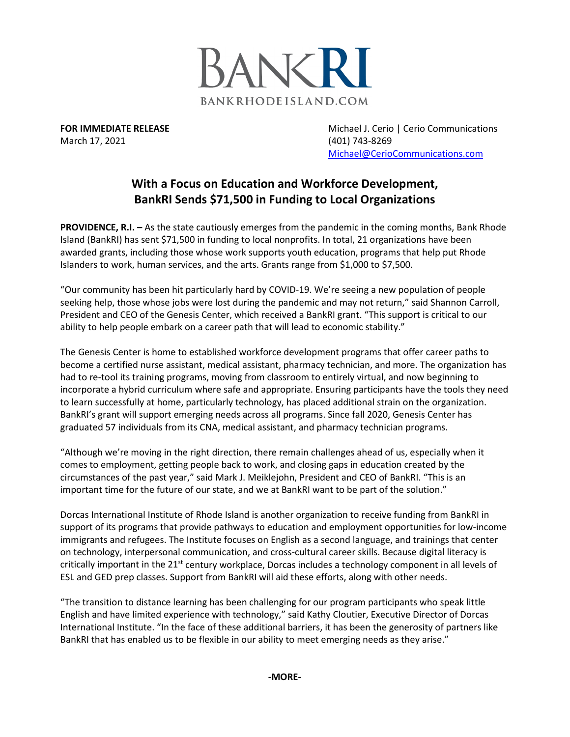BANKRI

BANKRHODEISLAND.COM

**FOR IMMEDIATE RELEASE**
March 17, 2021

Michael J. Cerio | Cerio Communications
(401) 743-8269
Michael@CerioCommunications.com

## With a Focus on Education and Workforce Development, BankRI Sends $71,500 in Funding to Local Organizations

**PROVIDENCE, R.I. –** As the state cautiously emerges from the pandemic in the coming months, Bank Rhode Island (BankRI) has sent $71,500 in funding to local nonprofits. In total, 21 organizations have been awarded grants, including those whose work supports youth education, programs that help put Rhode Islanders to work, human services, and the arts. Grants range from $1,000 to $7,500.

"Our community has been hit particularly hard by COVID-19. We're seeing a new population of people seeking help, those whose jobs were lost during the pandemic and may not return," said Shannon Carroll, President and CEO of the Genesis Center, which received a BankRI grant. "This support is critical to our ability to help people embark on a career path that will lead to economic stability."

The Genesis Center is home to established workforce development programs that offer career paths to become a certified nurse assistant, medical assistant, pharmacy technician, and more. The organization has had to re-tool its training programs, moving from classroom to entirely virtual, and now beginning to incorporate a hybrid curriculum where safe and appropriate. Ensuring participants have the tools they need to learn successfully at home, particularly technology, has placed additional strain on the organization. BankRI's grant will support emerging needs across all programs. Since fall 2020, Genesis Center has graduated 57 individuals from its CNA, medical assistant, and pharmacy technician programs.

"Although we're moving in the right direction, there remain challenges ahead of us, especially when it comes to employment, getting people back to work, and closing gaps in education created by the circumstances of the past year," said Mark J. Meiklejohn, President and CEO of BankRI. "This is an important time for the future of our state, and we at BankRI want to be part of the solution."

Dorcas International Institute of Rhode Island is another organization to receive funding from BankRI in support of its programs that provide pathways to education and employment opportunities for low-income immigrants and refugees. The Institute focuses on English as a second language, and trainings that center on technology, interpersonal communication, and cross-cultural career skills. Because digital literacy is critically important in the 21st century workplace, Dorcas includes a technology component in all levels of ESL and GED prep classes. Support from BankRI will aid these efforts, along with other needs.

"The transition to distance learning has been challenging for our program participants who speak little English and have limited experience with technology," said Kathy Cloutier, Executive Director of Dorcas International Institute. "In the face of these additional barriers, it has been the generosity of partners like BankRI that has enabled us to be flexible in our ability to meet emerging needs as they arise."

**-MORE-**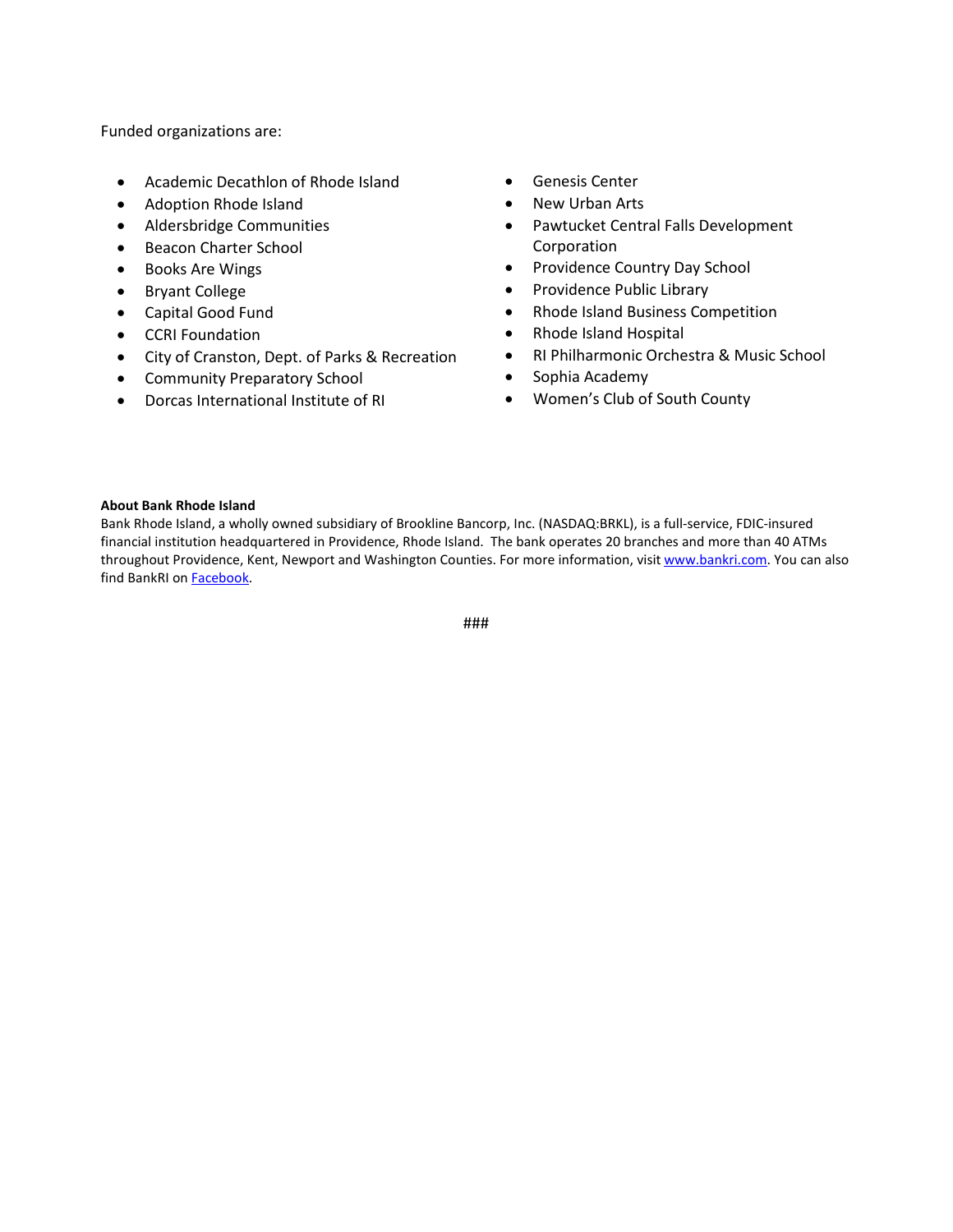Funded organizations are:

- Academic Decathlon of Rhode Island
- Adoption Rhode Island
- Aldersbridge Communities
- Beacon Charter School
- Books Are Wings
- Bryant College
- Capital Good Fund
- CCRI Foundation
- City of Cranston, Dept. of Parks & Recreation
- Community Preparatory School
- Dorcas International Institute of RI
- Genesis Center
- New Urban Arts
- Pawtucket Central Falls Development Corporation
- Providence Country Day School
- Providence Public Library
- Rhode Island Business Competition
- Rhode Island Hospital
- RI Philharmonic Orchestra & Music School
- Sophia Academy
- Women's Club of South County

**About Bank Rhode Island**

Bank Rhode Island, a wholly owned subsidiary of Brookline Bancorp, Inc. (NASDAQ:BRKL), is a full-service, FDIC-insured financial institution headquartered in Providence, Rhode Island. The bank operates 20 branches and more than 40 ATMs throughout Providence, Kent, Newport and Washington Counties. For more information, visit [www.bankri.com](http://www.bankri.com). You can also find BankRI on [Facebook](https://www.facebook.com).

###